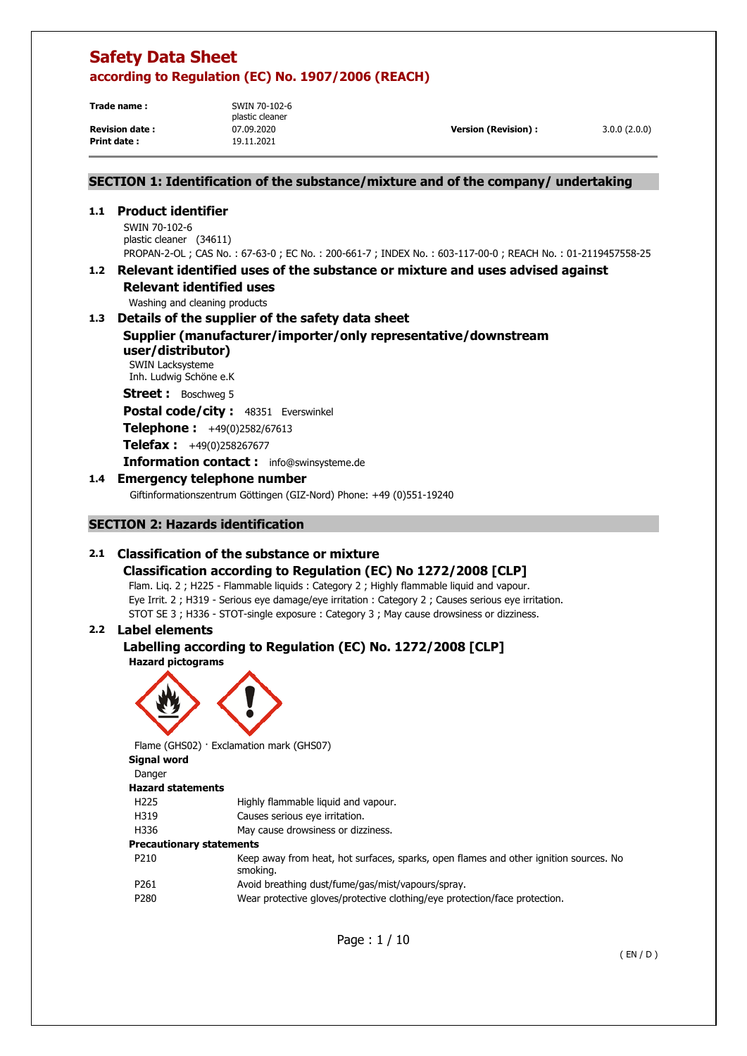# Safety Data Sheet

## according to Regulation (EC) No. 1907/2006 (REACH)

| | | | |
|---|---|---|---|
| **Trade name :** | SWIN 70-102-6 plastic cleaner | | |
| **Revision date :** | 07.09.2020 | **Version (Revision) :** | 3.0.0 (2.0.0) |
| **Print date :** | 19.11.2021 | | |

## SECTION 1: Identification of the substance/mixture and of the company/ undertaking

### 1.1 Product identifier

SWIN 70-102-6
plastic cleaner (34611)
PROPAN-2-OL ; CAS No. : 67-63-0 ; EC No. : 200-661-7 ; INDEX No. : 603-117-00-0 ; REACH No. : 01-2119457558-25

### 1.2 Relevant identified uses of the substance or mixture and uses advised against

#### Relevant identified uses

Washing and cleaning products

### 1.3 Details of the supplier of the safety data sheet

#### Supplier (manufacturer/importer/only representative/downstream user/distributor)

SWIN Lacksysteme
Inh. Ludwig Schöne e.K

**Street :** Boschweg 5

**Postal code/city :** 48351 Everswinkel

**Telephone :** +49(0)2582/67613

**Telefax :** +49(0)258267677

**Information contact :** info@swinsysteme.de

### 1.4 Emergency telephone number

Giftinformationszentrum Göttingen (GIZ-Nord) Phone: +49 (0)551-19240

## SECTION 2: Hazards identification

### 2.1 Classification of the substance or mixture

#### Classification according to Regulation (EC) No 1272/2008 [CLP]

Flam. Liq. 2 ; H225 - Flammable liquids : Category 2 ; Highly flammable liquid and vapour.
Eye Irrit. 2 ; H319 - Serious eye damage/eye irritation : Category 2 ; Causes serious eye irritation.
STOT SE 3 ; H336 - STOT-single exposure : Category 3 ; May cause drowsiness or dizziness.

### 2.2 Label elements

#### Labelling according to Regulation (EC) No. 1272/2008 [CLP]

**Hazard pictograms**

Flame (GHS02) · Exclamation mark (GHS07)

**Signal word**

Danger

**Hazard statements**

| | |
|---|---|
| H225 | Highly flammable liquid and vapour. |
| H319 | Causes serious eye irritation. |
| H336 | May cause drowsiness or dizziness. |

**Precautionary statements**

| | |
|---|---|
| P210 | Keep away from heat, hot surfaces, sparks, open flames and other ignition sources. No smoking. |
| P261 | Avoid breathing dust/fume/gas/mist/vapours/spray. |
| P280 | Wear protective gloves/protective clothing/eye protection/face protection. |

( EN / D )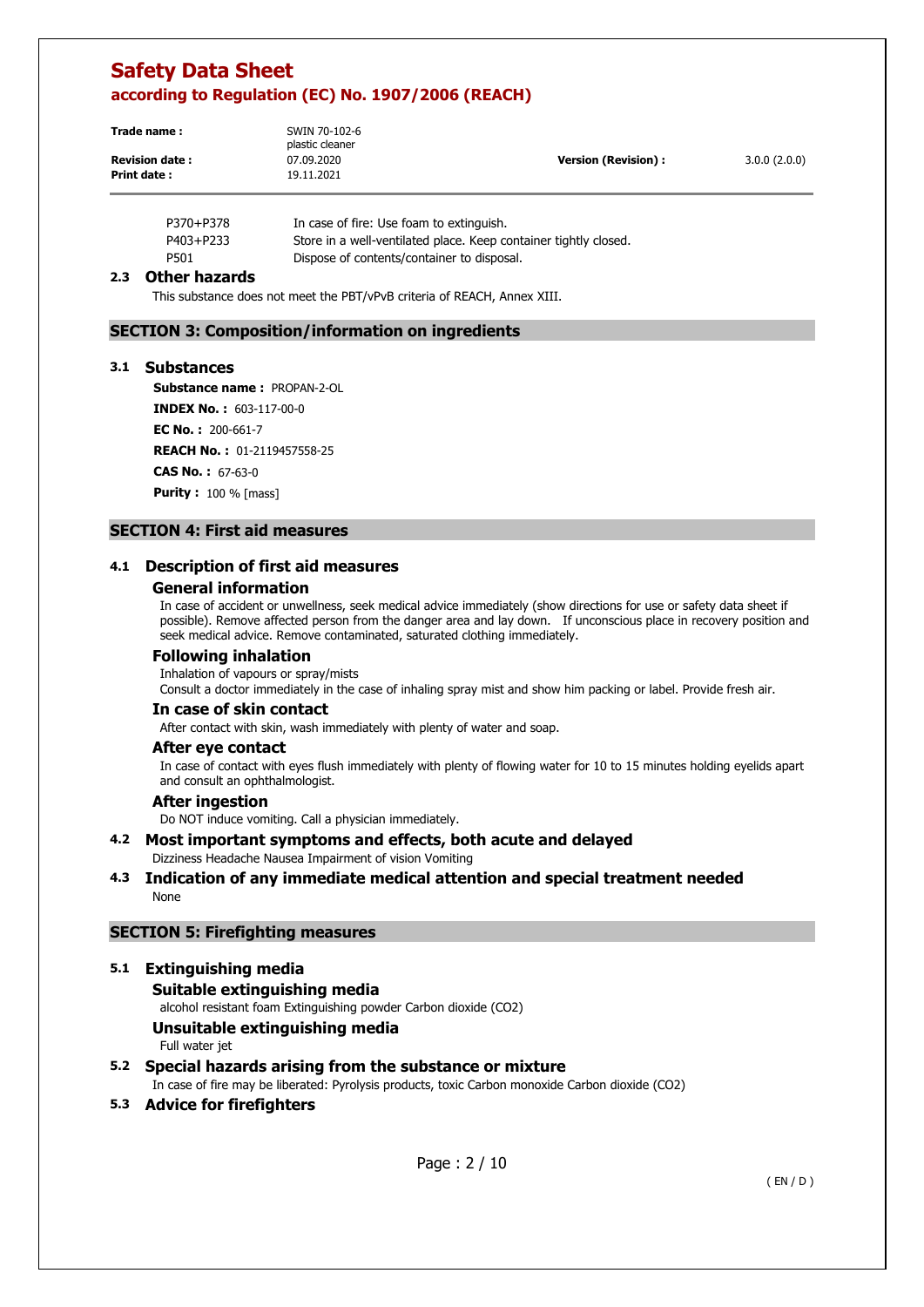| P370+P378 | In case of fire: Use foam to extinguish. |
|---|---|
| P403+P233 | Store in a well-ventilated place. Keep container tightly closed. |
| P501 | Dispose of contents/container to disposal. |

### 2.3 Other hazards

This substance does not meet the PBT/vPvB criteria of REACH, Annex XIII.

## SECTION 3: Composition/information on ingredients

### 3.1 Substances

**Substance name :** PROPAN-2-OL

**INDEX No. :** 603-117-00-0

**EC No. :** 200-661-7

**REACH No. :** 01-2119457558-25

**CAS No. :** 67-63-0

**Purity :** 100 % [mass]

## SECTION 4: First aid measures

### 4.1 Description of first aid measures

#### General information

In case of accident or unwellness, seek medical advice immediately (show directions for use or safety data sheet if possible). Remove affected person from the danger area and lay down. If unconscious place in recovery position and seek medical advice. Remove contaminated, saturated clothing immediately.

#### Following inhalation

Inhalation of vapours or spray/mists

Consult a doctor immediately in the case of inhaling spray mist and show him packing or label. Provide fresh air.

#### In case of skin contact

After contact with skin, wash immediately with plenty of water and soap.

#### After eye contact

In case of contact with eyes flush immediately with plenty of flowing water for 10 to 15 minutes holding eyelids apart and consult an ophthalmologist.

#### After ingestion

Do NOT induce vomiting. Call a physician immediately.

### 4.2 Most important symptoms and effects, both acute and delayed

Dizziness Headache Nausea Impairment of vision Vomiting

### 4.3 Indication of any immediate medical attention and special treatment needed

None

## SECTION 5: Firefighting measures

### 5.1 Extinguishing media

#### Suitable extinguishing media

alcohol resistant foam Extinguishing powder Carbon dioxide ($CO_2$)

#### Unsuitable extinguishing media

Full water jet

### 5.2 Special hazards arising from the substance or mixture

In case of fire may be liberated: Pyrolysis products, toxic Carbon monoxide Carbon dioxide ($CO_2$)

### 5.3 Advice for firefighters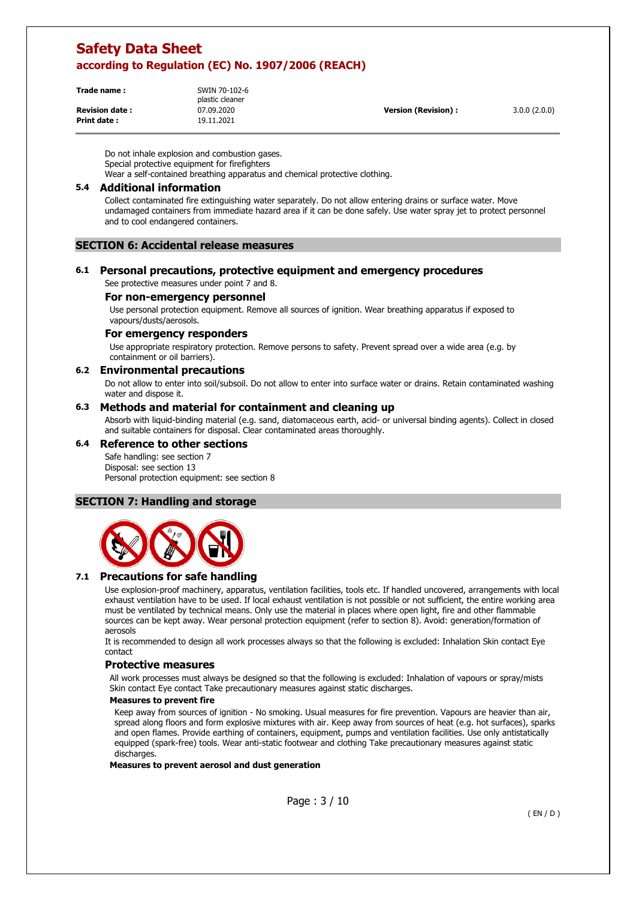Do not inhale explosion and combustion gases.
Special protective equipment for firefighters
Wear a self-contained breathing apparatus and chemical protective clothing.

## 5.4 Additional information

Collect contaminated fire extinguishing water separately. Do not allow entering drains or surface water. Move undamaged containers from immediate hazard area if it can be done safely. Use water spray jet to protect personnel and to cool endangered containers.

# SECTION 6: Accidental release measures

## 6.1 Personal precautions, protective equipment and emergency procedures

See protective measures under point 7 and 8.

### For non-emergency personnel

Use personal protection equipment. Remove all sources of ignition. Wear breathing apparatus if exposed to vapours/dusts/aerosols.

### For emergency responders

Use appropriate respiratory protection. Remove persons to safety. Prevent spread over a wide area (e.g. by containment or oil barriers).

## 6.2 Environmental precautions

Do not allow to enter into soil/subsoil. Do not allow to enter into surface water or drains. Retain contaminated washing water and dispose it.

## 6.3 Methods and material for containment and cleaning up

Absorb with liquid-binding material (e.g. sand, diatomaceous earth, acid- or universal binding agents). Collect in closed and suitable containers for disposal. Clear contaminated areas thoroughly.

## 6.4 Reference to other sections

Safe handling: see section 7
Disposal: see section 13
Personal protection equipment: see section 8

# SECTION 7: Handling and storage

## 7.1 Precautions for safe handling

Use explosion-proof machinery, apparatus, ventilation facilities, tools etc. If handled uncovered, arrangements with local exhaust ventilation have to be used. If local exhaust ventilation is not possible or not sufficient, the entire working area must be ventilated by technical means. Only use the material in places where open light, fire and other flammable sources can be kept away. Wear personal protection equipment (refer to section 8). Avoid: generation/formation of aerosols

It is recommended to design all work processes always so that the following is excluded: Inhalation Skin contact Eye contact

### Protective measures

All work processes must always be designed so that the following is excluded: Inhalation of vapours or spray/mists Skin contact Eye contact Take precautionary measures against static discharges.

**Measures to prevent fire**

Keep away from sources of ignition - No smoking. Usual measures for fire prevention. Vapours are heavier than air, spread along floors and form explosive mixtures with air. Keep away from sources of heat (e.g. hot surfaces), sparks and open flames. Provide earthing of containers, equipment, pumps and ventilation facilities. Use only antistatically equipped (spark-free) tools. Wear anti-static footwear and clothing Take precautionary measures against static discharges.

**Measures to prevent aerosol and dust generation**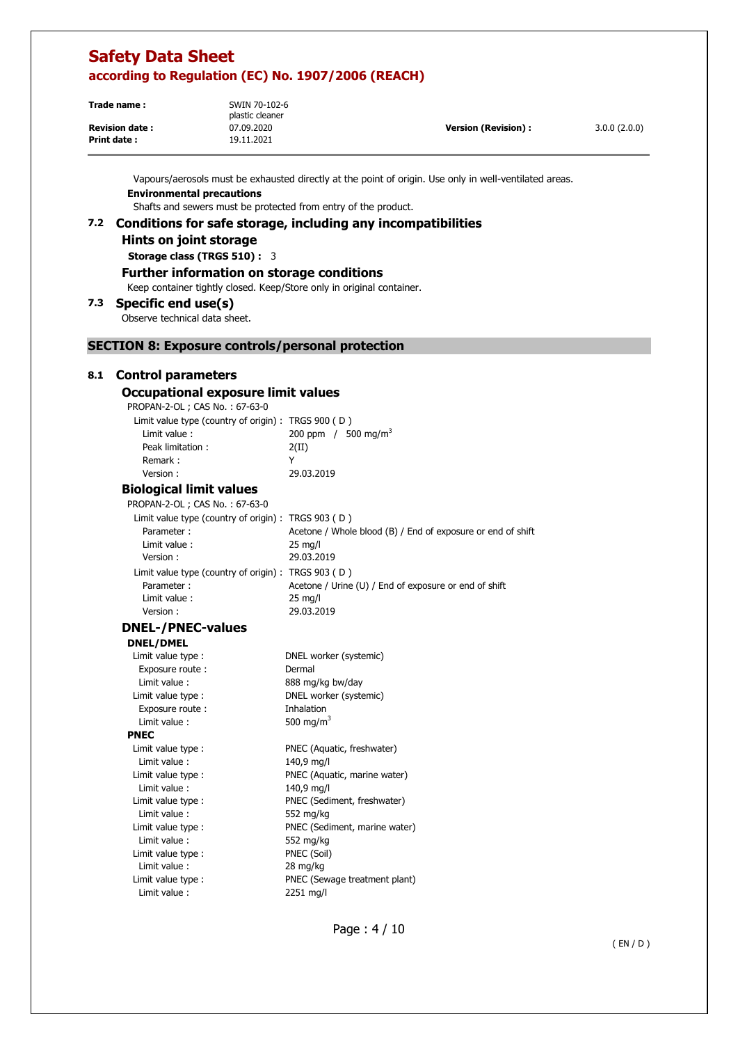Vapours/aerosols must be exhausted directly at the point of origin. Use only in well-ventilated areas.

**Environmental precautions**

Shafts and sewers must be protected from entry of the product.

### 7.2 Conditions for safe storage, including any incompatibilities

#### Hints on joint storage

**Storage class (TRGS 510) :** 3

#### Further information on storage conditions

Keep container tightly closed. Keep/Store only in original container.

### 7.3 Specific end use(s)

Observe technical data sheet.

## SECTION 8: Exposure controls/personal protection

### 8.1 Control parameters

#### Occupational exposure limit values

PROPAN-2-OL ; CAS No. : 67-63-0

| | |
|---|---|
| Limit value type (country of origin) : | TRGS 900 ( D ) |
| Limit value : | 200 ppm / 500 mg/m$^3$ |
| Peak limitation : | 2(II) |
| Remark : | Y |
| Version : | 29.03.2019 |

#### Biological limit values

PROPAN-2-OL ; CAS No. : 67-63-0

| | |
|---|---|
| Limit value type (country of origin) : | TRGS 903 ( D ) |
| Parameter : | Acetone / Whole blood (B) / End of exposure or end of shift |
| Limit value : | 25 mg/l |
| Version : | 29.03.2019 |
| Limit value type (country of origin) : | TRGS 903 ( D ) |
| Parameter : | Acetone / Urine (U) / End of exposure or end of shift |
| Limit value : | 25 mg/l |
| Version : | 29.03.2019 |

#### DNEL-/PNEC-values

**DNEL/DMEL**

| | |
|---|---|
| Limit value type : | DNEL worker (systemic) |
| Exposure route : | Dermal |
| Limit value : | 888 mg/kg bw/day |
| Limit value type : | DNEL worker (systemic) |
| Exposure route : | Inhalation |
| Limit value : | 500 mg/m$^3$ |

**PNEC**

| | |
|---|---|
| Limit value type : | PNEC (Aquatic, freshwater) |
| Limit value : | 140,9 mg/l |
| Limit value type : | PNEC (Aquatic, marine water) |
| Limit value : | 140,9 mg/l |
| Limit value type : | PNEC (Sediment, freshwater) |
| Limit value : | 552 mg/kg |
| Limit value type : | PNEC (Sediment, marine water) |
| Limit value : | 552 mg/kg |
| Limit value type : | PNEC (Soil) |
| Limit value : | 28 mg/kg |
| Limit value type : | PNEC (Sewage treatment plant) |
| Limit value : | 2251 mg/l |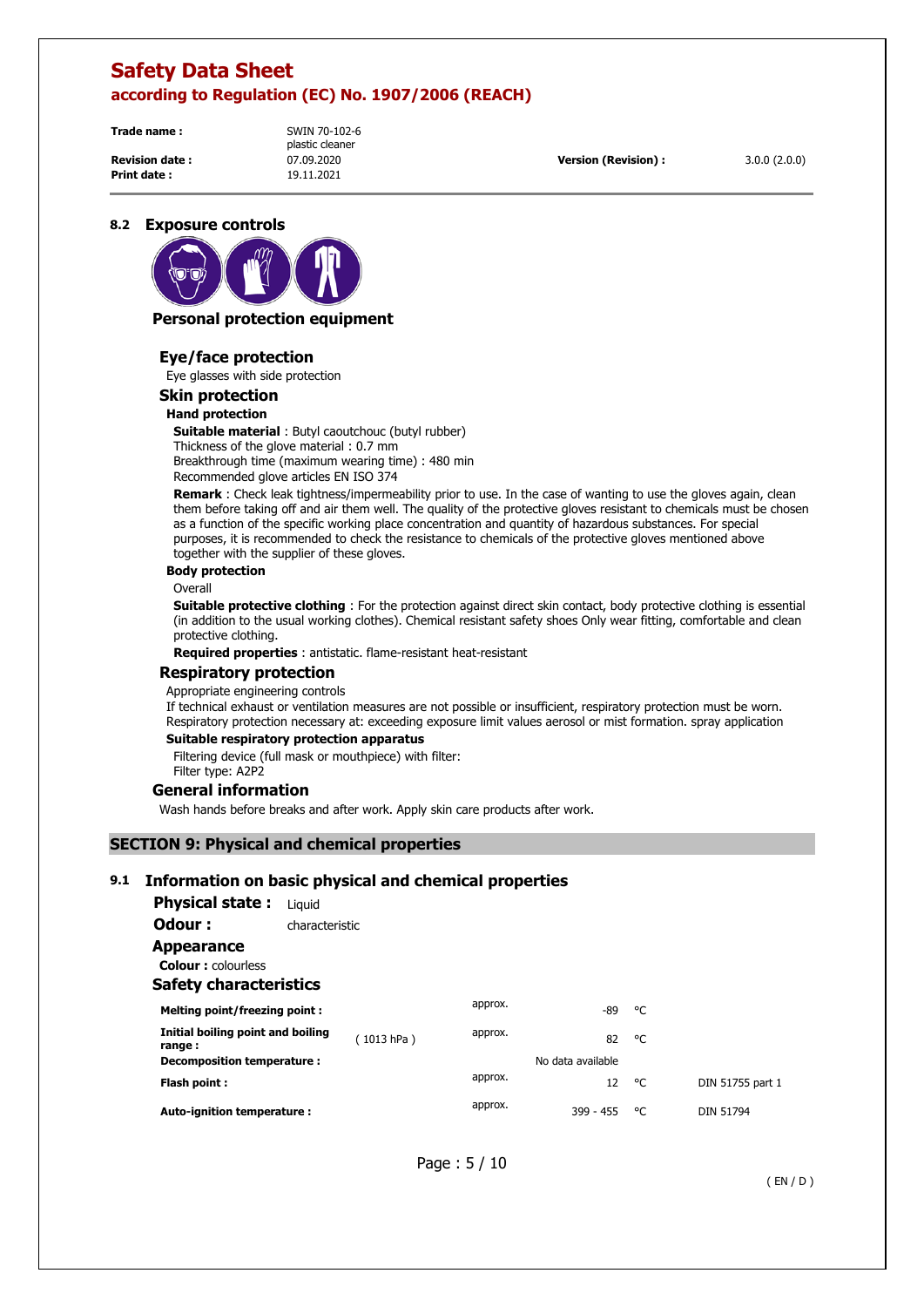## 8.2 Exposure controls

**Personal protection equipment**

### Eye/face protection

Eye glasses with side protection

### Skin protection

**Hand protection**

**Suitable material** : Butyl caoutchouc (butyl rubber)
Thickness of the glove material : 0.7 mm
Breakthrough time (maximum wearing time) : 480 min
Recommended glove articles EN ISO 374

**Remark** : Check leak tightness/impermeability prior to use. In the case of wanting to use the gloves again, clean them before taking off and air them well. The quality of the protective gloves resistant to chemicals must be chosen as a function of the specific working place concentration and quantity of hazardous substances. For special purposes, it is recommended to check the resistance to chemicals of the protective gloves mentioned above together with the supplier of these gloves.

**Body protection**

Overall

**Suitable protective clothing** : For the protection against direct skin contact, body protective clothing is essential (in addition to the usual working clothes). Chemical resistant safety shoes Only wear fitting, comfortable and clean protective clothing.

**Required properties** : antistatic. flame-resistant heat-resistant

### Respiratory protection

Appropriate engineering controls
If technical exhaust or ventilation measures are not possible or insufficient, respiratory protection must be worn. Respiratory protection necessary at: exceeding exposure limit values aerosol or mist formation. spray application

**Suitable respiratory protection apparatus**

Filtering device (full mask or mouthpiece) with filter:
Filter type: A2P2

### General information

Wash hands before breaks and after work. Apply skin care products after work.

# SECTION 9: Physical and chemical properties

## 9.1 Information on basic physical and chemical properties

**Physical state :** Liquid

**Odour :** characteristic

### Appearance

**Colour :** colourless

### Safety characteristics

| | | | | | |
|---|---|---|---|---|---|
| **Melting point/freezing point :** | | approx. | -89 | °C | |
| **Initial boiling point and boiling range :** | ( 1013 hPa ) | approx. | 82 | °C | |
| **Decomposition temperature :** | | | No data available | | |
| **Flash point :** | | approx. | 12 | °C | DIN 51755 part 1 |
| **Auto-ignition temperature :** | | approx. | 399 - 455 | °C | DIN 51794 |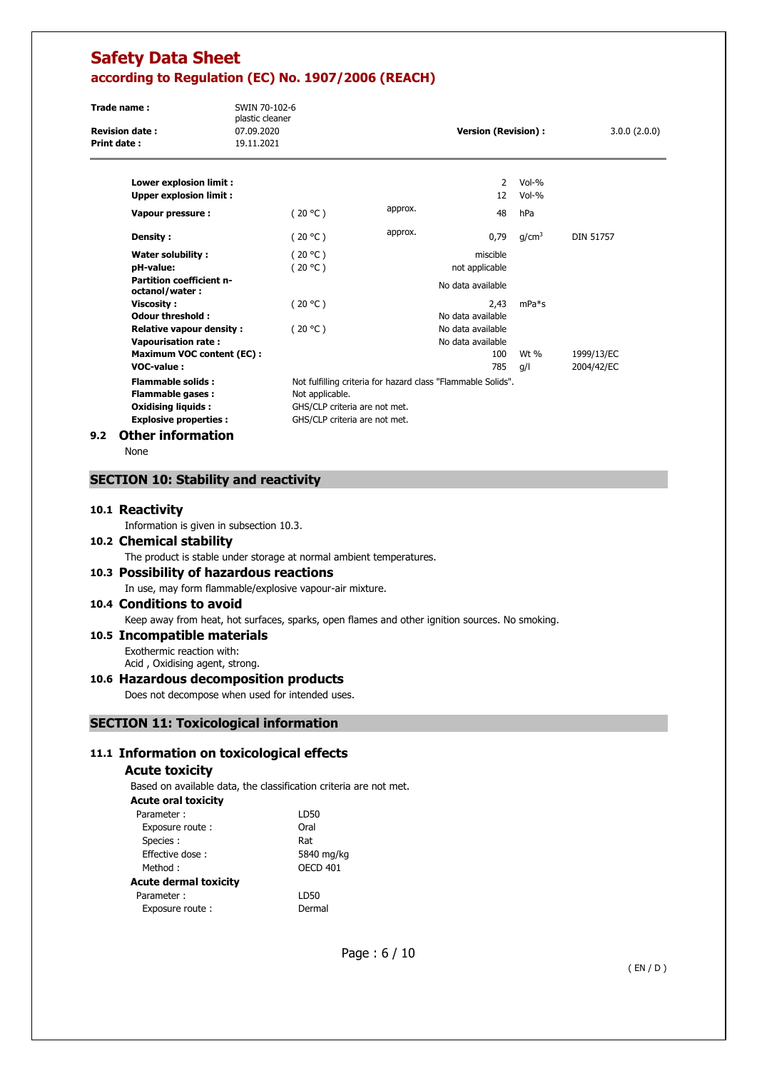| | | | | | |
|---|---|---|---|---|---|
| **Lower explosion limit :** | | | 2 | Vol-% | |
| **Upper explosion limit :** | | | 12 | Vol-% | |
| **Vapour pressure :** | ( 20 °C ) | approx. | 48 | hPa | |
| **Density :** | ( 20 °C ) | approx. | 0,79 | g/cm³ | DIN 51757 |
| **Water solubility :** | ( 20 °C ) | | miscible | | |
| **pH-value:** | ( 20 °C ) | | not applicable | | |
| **Partition coefficient n-octanol/water :** | | | No data available | | |
| **Viscosity :** | ( 20 °C ) | | 2,43 | mPa*s | |
| **Odour threshold :** | | | No data available | | |
| **Relative vapour density :** | ( 20 °C ) | | No data available | | |
| **Vapourisation rate :** | | | No data available | | |
| **Maximum VOC content (EC) :** | | | 100 | Wt % | 1999/13/EC |
| **VOC-value :** | | | 785 | g/l | 2004/42/EC |

| | |
|---|---|
| **Flammable solids :** | Not fulfilling criteria for hazard class "Flammable Solids". |
| **Flammable gases :** | Not applicable. |
| **Oxidising liquids :** | GHS/CLP criteria are not met. |
| **Explosive properties :** | GHS/CLP criteria are not met. |

### 9.2 Other information

None

## SECTION 10: Stability and reactivity

### 10.1 Reactivity

Information is given in subsection 10.3.

### 10.2 Chemical stability

The product is stable under storage at normal ambient temperatures.

### 10.3 Possibility of hazardous reactions

In use, may form flammable/explosive vapour-air mixture.

### 10.4 Conditions to avoid

Keep away from heat, hot surfaces, sparks, open flames and other ignition sources. No smoking.

### 10.5 Incompatible materials

Exothermic reaction with:
Acid , Oxidising agent, strong.

### 10.6 Hazardous decomposition products

Does not decompose when used for intended uses.

## SECTION 11: Toxicological information

### 11.1 Information on toxicological effects

#### Acute toxicity

Based on available data, the classification criteria are not met.

**Acute oral toxicity**

| | |
|---|---|
| Parameter : | LD50 |
| Exposure route : | Oral |
| Species : | Rat |
| Effective dose : | 5840 mg/kg |
| Method : | OECD 401 |

**Acute dermal toxicity**

| | |
|---|---|
| Parameter : | LD50 |
| Exposure route : | Dermal |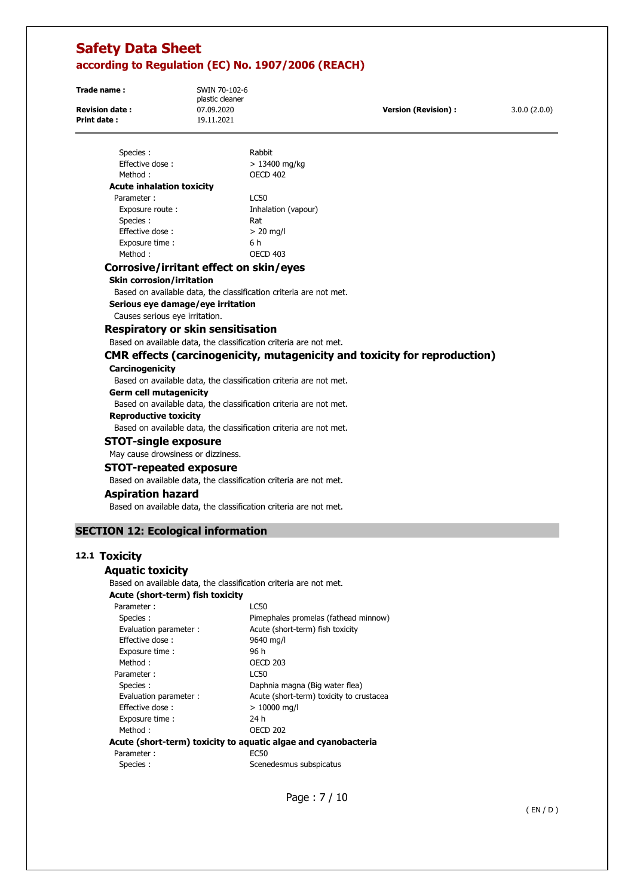| | |
|---|---|
| Species : | Rabbit |
| Effective dose : | > 13400 mg/kg |
| Method : | OECD 402 |

**Acute inhalation toxicity**

| | |
|---|---|
| Parameter : | LC50 |
| Exposure route : | Inhalation (vapour) |
| Species : | Rat |
| Effective dose : | > 20 mg/l |
| Exposure time : | 6 h |
| Method : | OECD 403 |

### Corrosive/irritant effect on skin/eyes

**Skin corrosion/irritation**

Based on available data, the classification criteria are not met.

**Serious eye damage/eye irritation**

Causes serious eye irritation.

### Respiratory or skin sensitisation

Based on available data, the classification criteria are not met.

### CMR effects (carcinogenicity, mutagenicity and toxicity for reproduction)

**Carcinogenicity**

Based on available data, the classification criteria are not met.

**Germ cell mutagenicity**

Based on available data, the classification criteria are not met.

**Reproductive toxicity**

Based on available data, the classification criteria are not met.

### STOT-single exposure

May cause drowsiness or dizziness.

### STOT-repeated exposure

Based on available data, the classification criteria are not met.

### Aspiration hazard

Based on available data, the classification criteria are not met.

## SECTION 12: Ecological information

### 12.1 Toxicity

### Aquatic toxicity

Based on available data, the classification criteria are not met.

**Acute (short-term) fish toxicity**

| | |
|---|---|
| Parameter : | LC50 |
| Species : | Pimephales promelas (fathead minnow) |
| Evaluation parameter : | Acute (short-term) fish toxicity |
| Effective dose : | 9640 mg/l |
| Exposure time : | 96 h |
| Method : | OECD 203 |
| Parameter : | LC50 |
| Species : | Daphnia magna (Big water flea) |
| Evaluation parameter : | Acute (short-term) toxicity to crustacea |
| Effective dose : | > 10000 mg/l |
| Exposure time : | 24 h |
| Method : | OECD 202 |

**Acute (short-term) toxicity to aquatic algae and cyanobacteria**

| | |
|---|---|
| Parameter : | EC50 |
| Species : | Scenedesmus subspicatus |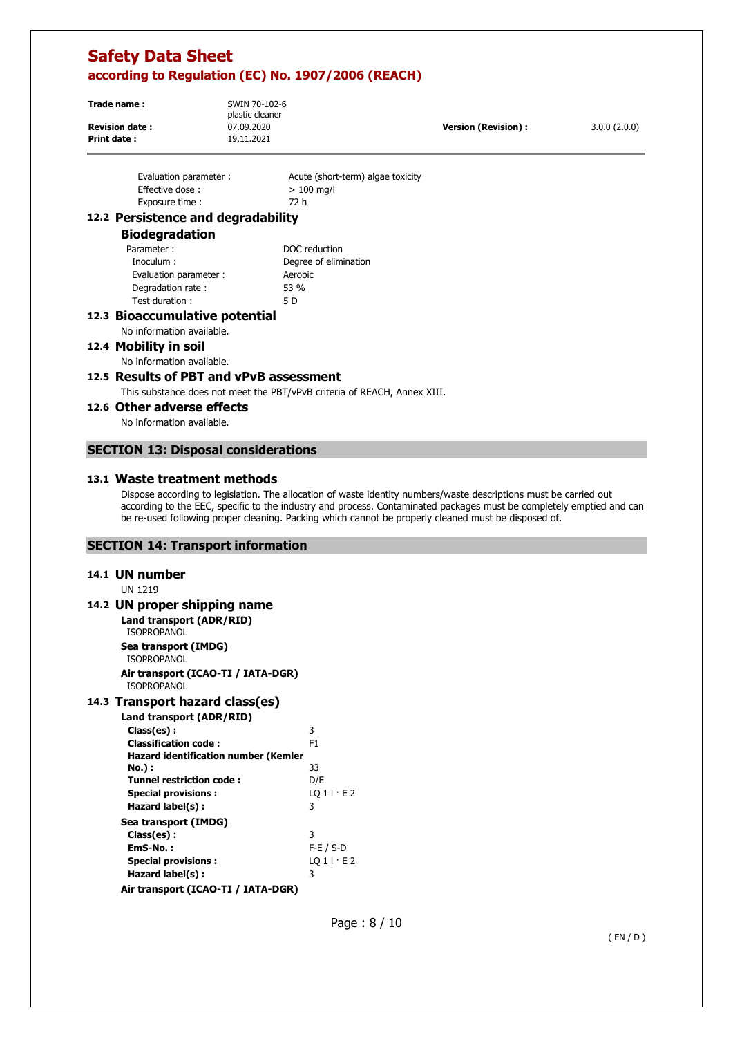Evaluation parameter : Acute (short-term) algae toxicity
Effective dose : > 100 mg/l
Exposure time : 72 h

## 12.2 Persistence and degradability

### Biodegradation

| | |
|---|---|
| Parameter : | DOC reduction |
| Inoculum : | Degree of elimination |
| Evaluation parameter : | Aerobic |
| Degradation rate : | 53 % |
| Test duration : | 5 D |

## 12.3 Bioaccumulative potential

No information available.

## 12.4 Mobility in soil

No information available.

## 12.5 Results of PBT and vPvB assessment

This substance does not meet the PBT/vPvB criteria of REACH, Annex XIII.

## 12.6 Other adverse effects

No information available.

# SECTION 13: Disposal considerations

## 13.1 Waste treatment methods

Dispose according to legislation. The allocation of waste identity numbers/waste descriptions must be carried out according to the EEC, specific to the industry and process. Contaminated packages must be completely emptied and can be re-used following proper cleaning. Packing which cannot be properly cleaned must be disposed of.

# SECTION 14: Transport information

## 14.1 UN number

UN 1219

## 14.2 UN proper shipping name

**Land transport (ADR/RID)**
ISOPROPANOL

**Sea transport (IMDG)**
ISOPROPANOL

**Air transport (ICAO-TI / IATA-DGR)**
ISOPROPANOL

## 14.3 Transport hazard class(es)

**Land transport (ADR/RID)**

| | |
|---|---|
| **Class(es) :** | 3 |
| **Classification code :** | F1 |
| **Hazard identification number (Kemler No.) :** | 33 |
| **Tunnel restriction code :** | D/E |
| **Special provisions :** | LQ 1 l · E 2 |
| **Hazard label(s) :** | 3 |

**Sea transport (IMDG)**

| | |
|---|---|
| **Class(es) :** | 3 |
| **EmS-No. :** | F-E / S-D |
| **Special provisions :** | LQ 1 l · E 2 |
| **Hazard label(s) :** | 3 |

**Air transport (ICAO-TI / IATA-DGR)**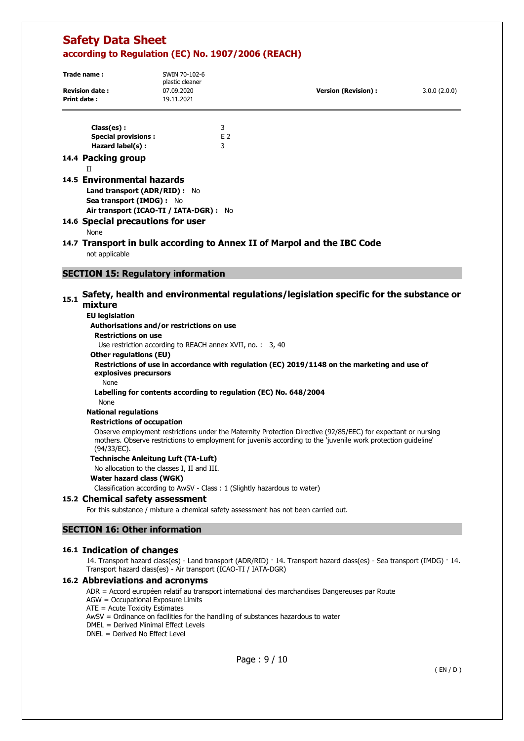**Class(es) :** 3
**Special provisions :** E 2
**Hazard label(s) :** 3

## 14.4 Packing group

II

## 14.5 Environmental hazards

**Land transport (ADR/RID) :** No
**Sea transport (IMDG) :** No
**Air transport (ICAO-TI / IATA-DGR) :** No

## 14.6 Special precautions for user

None

## 14.7 Transport in bulk according to Annex II of Marpol and the IBC Code

not applicable

# SECTION 15: Regulatory information

## 15.1 Safety, health and environmental regulations/legislation specific for the substance or mixture

**EU legislation**

**Authorisations and/or restrictions on use**

**Restrictions on use**

Use restriction according to REACH annex XVII, no. : 3, 40

**Other regulations (EU)**

**Restrictions of use in accordance with regulation (EC) 2019/1148 on the marketing and use of explosives precursors**

None

**Labelling for contents according to regulation (EC) No. 648/2004**

None

**National regulations**

**Restrictions of occupation**

Observe employment restrictions under the Maternity Protection Directive (92/85/EEC) for expectant or nursing mothers. Observe restrictions to employment for juvenils according to the 'juvenile work protection guideline' (94/33/EC).

**Technische Anleitung Luft (TA-Luft)**

No allocation to the classes I, II and III.

**Water hazard class (WGK)**

Classification according to AwSV - Class : 1 (Slightly hazardous to water)

## 15.2 Chemical safety assessment

For this substance / mixture a chemical safety assessment has not been carried out.

# SECTION 16: Other information

## 16.1 Indication of changes

14. Transport hazard class(es) - Land transport (ADR/RID) · 14. Transport hazard class(es) - Sea transport (IMDG) · 14. Transport hazard class(es) - Air transport (ICAO-TI / IATA-DGR)

## 16.2 Abbreviations and acronyms

ADR = Accord européen relatif au transport international des marchandises Dangereuses par Route
AGW = Occupational Exposure Limits
ATE = Acute Toxicity Estimates
AwSV = Ordinance on facilities for the handling of substances hazardous to water
DMEL = Derived Minimal Effect Levels
DNEL = Derived No Effect Level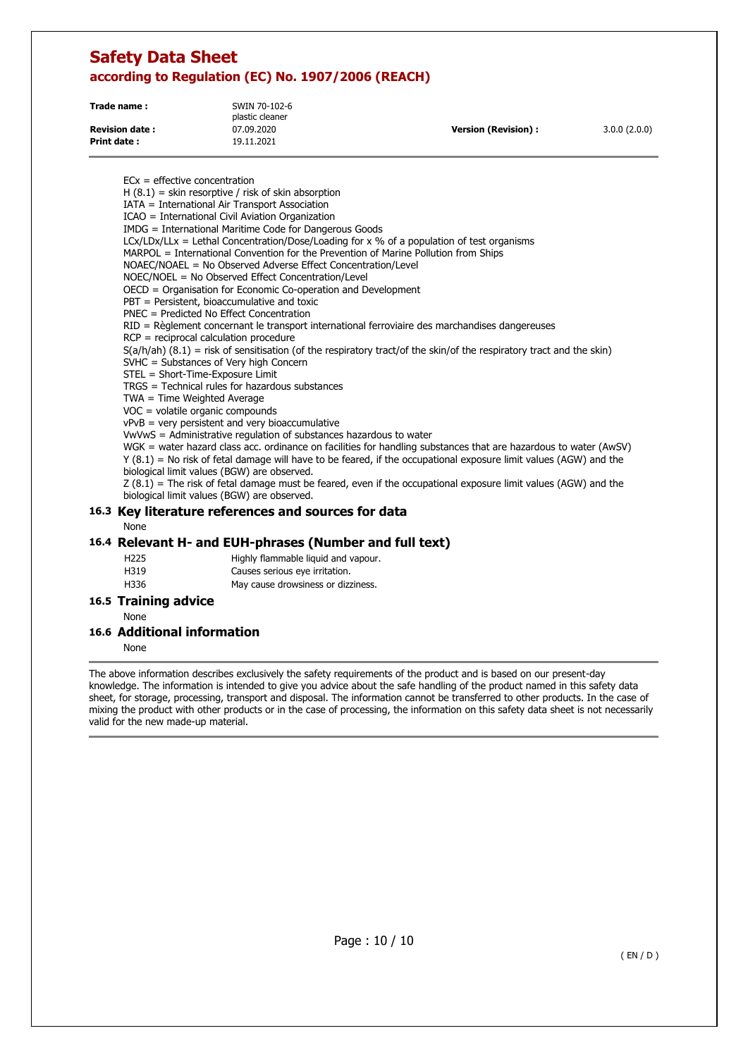ECx = effective concentration
H (8.1) = skin resorptive / risk of skin absorption
IATA = International Air Transport Association
ICAO = International Civil Aviation Organization
IMDG = International Maritime Code for Dangerous Goods
LCx/LDx/LLx = Lethal Concentration/Dose/Loading for x % of a population of test organisms
MARPOL = International Convention for the Prevention of Marine Pollution from Ships
NOAEC/NOAEL = No Observed Adverse Effect Concentration/Level
NOEC/NOEL = No Observed Effect Concentration/Level
OECD = Organisation for Economic Co-operation and Development
PBT = Persistent, bioaccumulative and toxic
PNEC = Predicted No Effect Concentration
RID = Règlement concernant le transport international ferroviaire des marchandises dangereuses
RCP = reciprocal calculation procedure
S(a/h/ah) (8.1) = risk of sensitisation (of the respiratory tract/of the skin/of the respiratory tract and the skin)
SVHC = Substances of Very high Concern
STEL = Short-Time-Exposure Limit
TRGS = Technical rules for hazardous substances
TWA = Time Weighted Average
VOC = volatile organic compounds
vPvB = very persistent and very bioaccumulative
VwVwS = Administrative regulation of substances hazardous to water
WGK = water hazard class acc. ordinance on facilities for handling substances that are hazardous to water (AwSV)
Y (8.1) = No risk of fetal damage will have to be feared, if the occupational exposure limit values (AGW) and the biological limit values (BGW) are observed.
Z (8.1) = The risk of fetal damage must be feared, even if the occupational exposure limit values (AGW) and the biological limit values (BGW) are observed.

## 16.3 Key literature references and sources for data

None

## 16.4 Relevant H- and EUH-phrases (Number and full text)

| | |
|---|---|
| H225 | Highly flammable liquid and vapour. |
| H319 | Causes serious eye irritation. |
| H336 | May cause drowsiness or dizziness. |

## 16.5 Training advice

None

## 16.6 Additional information

None

---

The above information describes exclusively the safety requirements of the product and is based on our present-day knowledge. The information is intended to give you advice about the safe handling of the product named in this safety data sheet, for storage, processing, transport and disposal. The information cannot be transferred to other products. In the case of mixing the product with other products or in the case of processing, the information on this safety data sheet is not necessarily valid for the new made-up material.